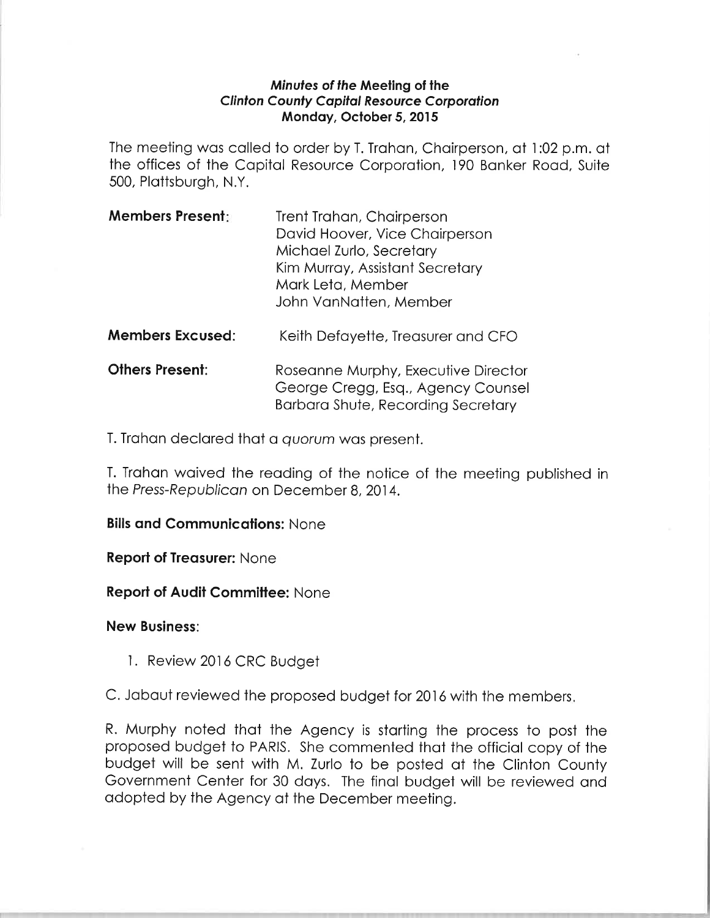**_Minutes of the Meeting of the_**
**_Clinton County Capital Resource Corporation_**
**Monday, October 5, 2015**

The meeting was called to order by T. Trahan, Chairperson, at 1:02 p.m. at the offices of the Capital Resource Corporation, 190 Banker Road, Suite 500, Plattsburgh, N.Y.

**Members Present:**
Trent Trahan, Chairperson
David Hoover, Vice Chairperson
Michael Zurlo, Secretary
Kim Murray, Assistant Secretary
Mark Leta, Member
John VanNatten, Member

**Members Excused:**
Keith Defayette, Treasurer and CFO

**Others Present:**
Roseanne Murphy, Executive Director
George Cregg, Esq., Agency Counsel
Barbara Shute, Recording Secretary

T. Trahan declared that a *quorum* was present.

T. Trahan waived the reading of the notice of the meeting published in the *Press-Republican* on December 8, 2014.

**Bills and Communications:** None

**Report of Treasurer:** None

**Report of Audit Committee:** None

**New Business:**

1. Review 2016 CRC Budget

C. Jabaut reviewed the proposed budget for 2016 with the members.

R. Murphy noted that the Agency is starting the process to post the proposed budget to PARIS. She commented that the official copy of the budget will be sent with M. Zurlo to be posted at the Clinton County Government Center for 30 days. The final budget will be reviewed and adopted by the Agency at the December meeting.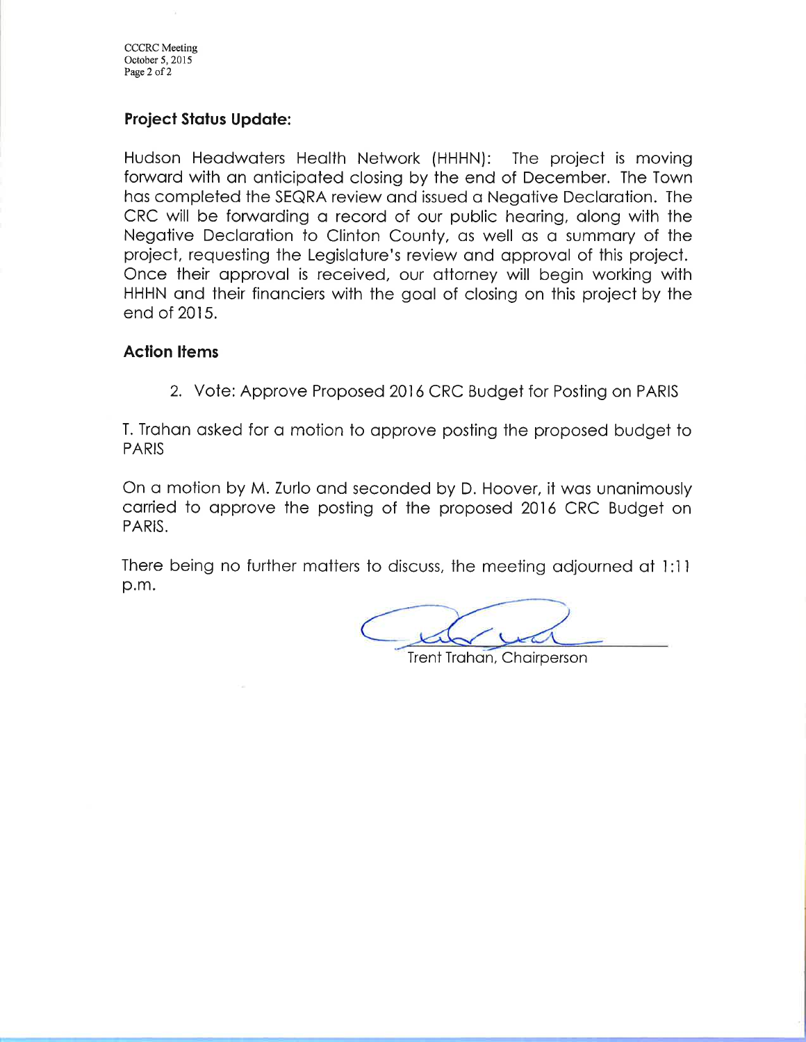**Project Status Update:**

Hudson Headwaters Health Network (HHHN): The project is moving forward with an anticipated closing by the end of December. The Town has completed the SEQRA review and issued a Negative Declaration. The CRC will be forwarding a record of our public hearing, along with the Negative Declaration to Clinton County, as well as a summary of the project, requesting the Legislature's review and approval of this project. Once their approval is received, our attorney will begin working with HHHN and their financiers with the goal of closing on this project by the end of 2015.

**Action Items**

2. Vote: Approve Proposed 2016 CRC Budget for Posting on PARIS

T. Trahan asked for a motion to approve posting the proposed budget to PARIS

On a motion by M. Zurlo and seconded by D. Hoover, it was unanimously carried to approve the posting of the proposed 2016 CRC Budget on PARIS.

There being no further matters to discuss, the meeting adjourned at 1:11 p.m.

Trent Trahan, Chairperson